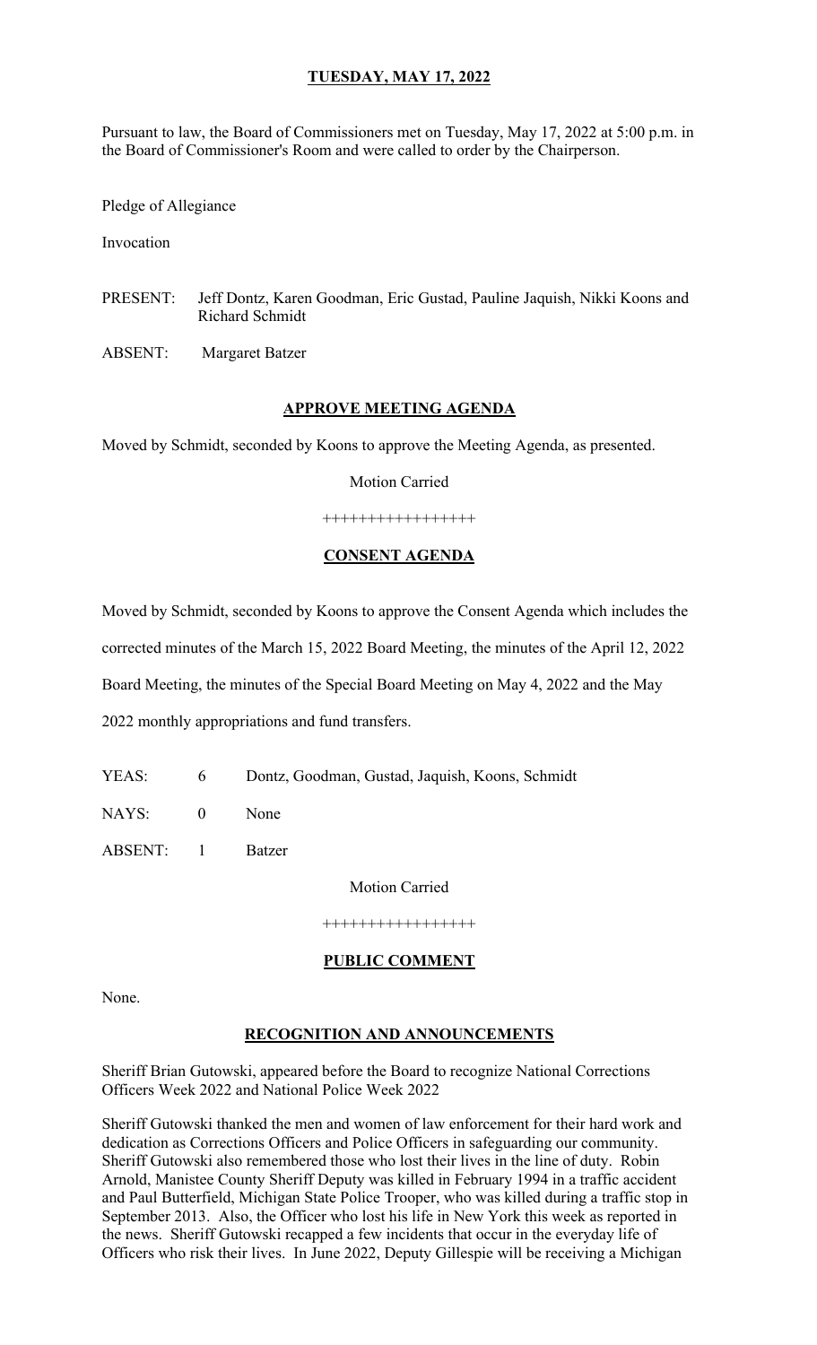## TUESDAY, MAY 17, 2022

Pursuant to law, the Board of Commissioners met on Tuesday, May 17, 2022 at 5:00 p.m. in the Board of Commissioner's Room and were called to order by the Chairperson.

Pledge of Allegiance

Invocation

PRESENT: Jeff Dontz, Karen Goodman, Eric Gustad, Pauline Jaquish, Nikki Koons and Richard Schmidt

ABSENT: Margaret Batzer

## APPROVE MEETING AGENDA

Moved by Schmidt, seconded by Koons to approve the Meeting Agenda, as presented.

Motion Carried

++++++++++++++++

## CONSENT AGENDA

Moved by Schmidt, seconded by Koons to approve the Consent Agenda which includes the corrected minutes of the March 15, 2022 Board Meeting, the minutes of the April 12, 2022 Board Meeting, the minutes of the Special Board Meeting on May 4, 2022 and the May 2022 monthly appropriations and fund transfers.

YEAS: 6 Dontz, Goodman, Gustad, Jaquish, Koons, Schmidt

NAYS: 0 None

ABSENT: 1 Batzer

Motion Carried

++++++++++++++++

## PUBLIC COMMENT

None.

## RECOGNITION AND ANNOUNCEMENTS

Sheriff Brian Gutowski, appeared before the Board to recognize National Corrections Officers Week 2022 and National Police Week 2022

Sheriff Gutowski thanked the men and women of law enforcement for their hard work and dedication as Corrections Officers and Police Officers in safeguarding our community. Sheriff Gutowski also remembered those who lost their lives in the line of duty. Robin Arnold, Manistee County Sheriff Deputy was killed in February 1994 in a traffic accident and Paul Butterfield, Michigan State Police Trooper, who was killed during a traffic stop in September 2013. Also, the Officer who lost his life in New York this week as reported in the news. Sheriff Gutowski recapped a few incidents that occur in the everyday life of Officers who risk their lives. In June 2022, Deputy Gillespie will be receiving a Michigan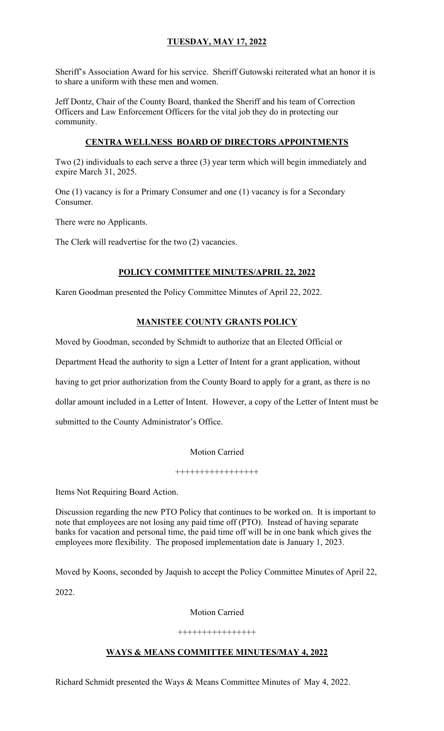Sheriff's Association Award for his service. Sheriff Gutowski reiterated what an honor it is to share a uniform with these men and women.

Jeff Dontz, Chair of the County Board, thanked the Sheriff and his team of Correction Officers and Law Enforcement Officers for the vital job they do in protecting our community.

## CENTRA WELLNESS BOARD OF DIRECTORS APPOINTMENTS

Two (2) individuals to each serve a three (3) year term which will begin immediately and expire March 31, 2025.

One (1) vacancy is for a Primary Consumer and one (1) vacancy is for a Secondary Consumer.

There were no Applicants.

The Clerk will readvertise for the two (2) vacancies.

## POLICY COMMITTEE MINUTES/APRIL 22, 2022

Karen Goodman presented the Policy Committee Minutes of April 22, 2022.

## MANISTEE COUNTY GRANTS POLICY

Moved by Goodman, seconded by Schmidt to authorize that an Elected Official or Department Head the authority to sign a Letter of Intent for a grant application, without having to get prior authorization from the County Board to apply for a grant, as there is no dollar amount included in a Letter of Intent. However, a copy of the Letter of Intent must be submitted to the County Administrator's Office.

Motion Carried

++++++++++++++++

Items Not Requiring Board Action.

Discussion regarding the new PTO Policy that continues to be worked on. It is important to note that employees are not losing any paid time off (PTO). Instead of having separate banks for vacation and personal time, the paid time off will be in one bank which gives the employees more flexibility. The proposed implementation date is January 1, 2023.

Moved by Koons, seconded by Jaquish to accept the Policy Committee Minutes of April 22, 2022.

Motion Carried

++++++++++++++++

## WAYS & MEANS COMMITTEE MINUTES/MAY 4, 2022

Richard Schmidt presented the Ways & Means Committee Minutes of May 4, 2022.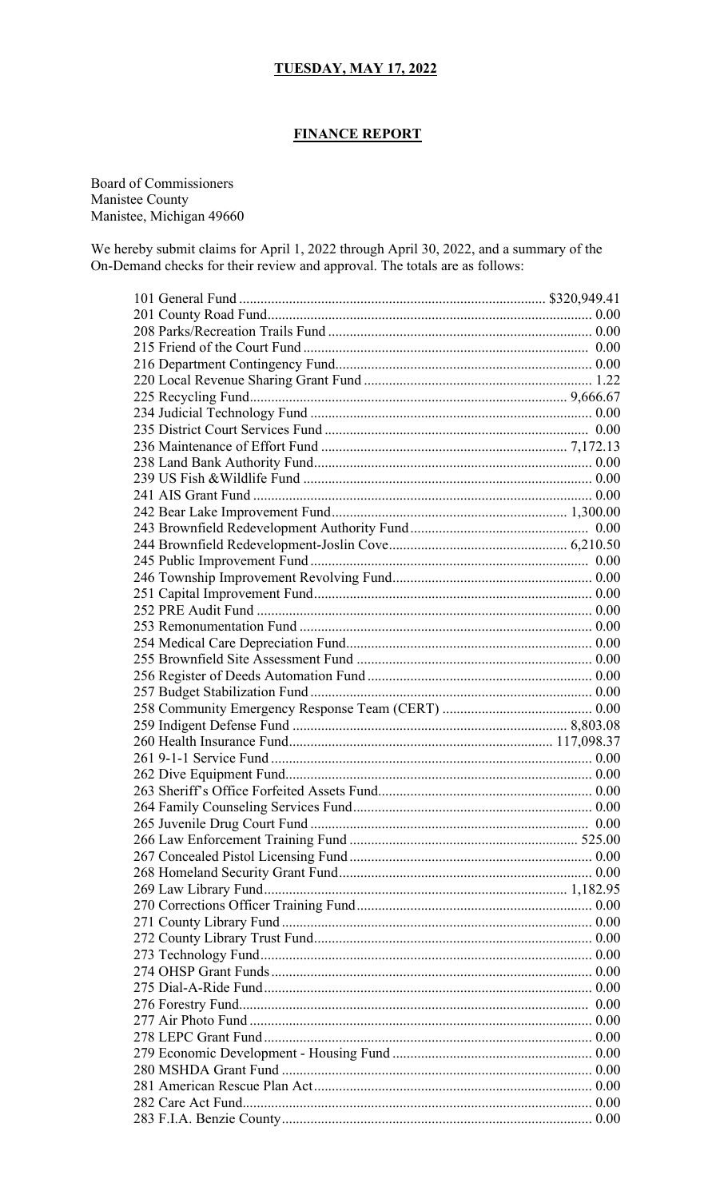**TUESDAY, MAY 17, 2022**

**FINANCE REPORT**

Board of Commissioners
Manistee County
Manistee, Michigan 49660

We hereby submit claims for April 1, 2022 through April 30, 2022, and a summary of the On-Demand checks for their review and approval. The totals are as follows:

| Fund | Amount |
|---|---|
| 101 General Fund | $320,949.41 |
| 201 County Road Fund | 0.00 |
| 208 Parks/Recreation Trails Fund | 0.00 |
| 215 Friend of the Court Fund | 0.00 |
| 216 Department Contingency Fund | 0.00 |
| 220 Local Revenue Sharing Grant Fund | 1.22 |
| 225 Recycling Fund | 9,666.67 |
| 234 Judicial Technology Fund | 0.00 |
| 235 District Court Services Fund | 0.00 |
| 236 Maintenance of Effort Fund | 7,172.13 |
| 238 Land Bank Authority Fund | 0.00 |
| 239 US Fish &Wildlife Fund | 0.00 |
| 241 AIS Grant Fund | 0.00 |
| 242 Bear Lake Improvement Fund | 1,300.00 |
| 243 Brownfield Redevelopment Authority Fund | 0.00 |
| 244 Brownfield Redevelopment-Joslin Cove | 6,210.50 |
| 245 Public Improvement Fund | 0.00 |
| 246 Township Improvement Revolving Fund | 0.00 |
| 251 Capital Improvement Fund | 0.00 |
| 252 PRE Audit Fund | 0.00 |
| 253 Remonumentation Fund | 0.00 |
| 254 Medical Care Depreciation Fund | 0.00 |
| 255 Brownfield Site Assessment Fund | 0.00 |
| 256 Register of Deeds Automation Fund | 0.00 |
| 257 Budget Stabilization Fund | 0.00 |
| 258 Community Emergency Response Team (CERT) | 0.00 |
| 259 Indigent Defense Fund | 8,803.08 |
| 260 Health Insurance Fund | 117,098.37 |
| 261 9-1-1 Service Fund | 0.00 |
| 262 Dive Equipment Fund | 0.00 |
| 263 Sheriff's Office Forfeited Assets Fund | 0.00 |
| 264 Family Counseling Services Fund | 0.00 |
| 265 Juvenile Drug Court Fund | 0.00 |
| 266 Law Enforcement Training Fund | 525.00 |
| 267 Concealed Pistol Licensing Fund | 0.00 |
| 268 Homeland Security Grant Fund | 0.00 |
| 269 Law Library Fund | 1,182.95 |
| 270 Corrections Officer Training Fund | 0.00 |
| 271 County Library Fund | 0.00 |
| 272 County Library Trust Fund | 0.00 |
| 273 Technology Fund | 0.00 |
| 274 OHSP Grant Funds | 0.00 |
| 275 Dial-A-Ride Fund | 0.00 |
| 276 Forestry Fund | 0.00 |
| 277 Air Photo Fund | 0.00 |
| 278 LEPC Grant Fund | 0.00 |
| 279 Economic Development - Housing Fund | 0.00 |
| 280 MSHDA Grant Fund | 0.00 |
| 281 American Rescue Plan Act | 0.00 |
| 282 Care Act Fund | 0.00 |
| 283 F.I.A. Benzie County | 0.00 |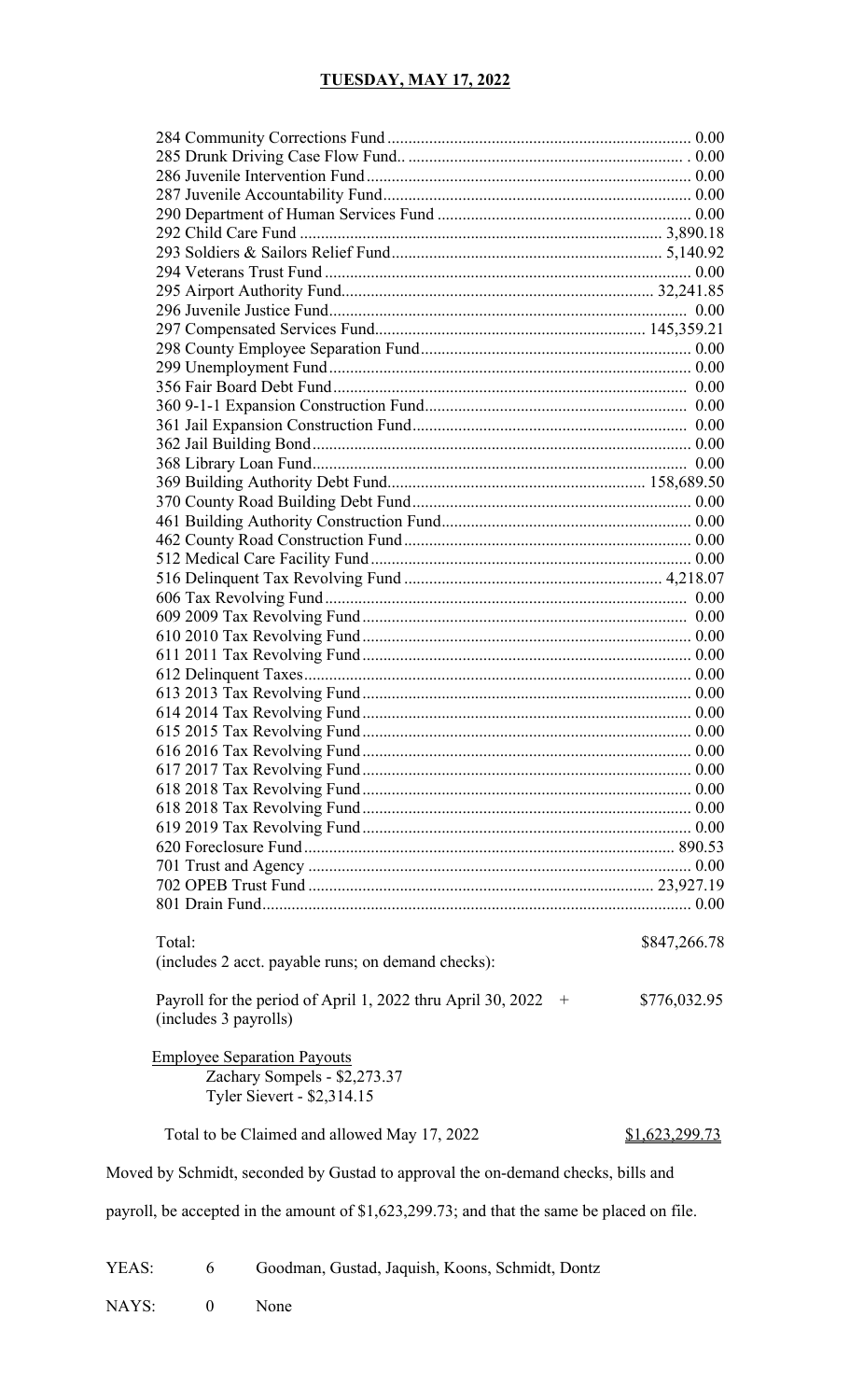**TUESDAY, MAY 17, 2022**

| Fund | Amount |
|---|---|
| 284 Community Corrections Fund | 0.00 |
| 285 Drunk Driving Case Flow Fund.. | . 0.00 |
| 286 Juvenile Intervention Fund | 0.00 |
| 287 Juvenile Accountability Fund | 0.00 |
| 290 Department of Human Services Fund | 0.00 |
| 292 Child Care Fund | 3,890.18 |
| 293 Soldiers & Sailors Relief Fund | 5,140.92 |
| 294 Veterans Trust Fund | 0.00 |
| 295 Airport Authority Fund | 32,241.85 |
| 296 Juvenile Justice Fund | 0.00 |
| 297 Compensated Services Fund | 145,359.21 |
| 298 County Employee Separation Fund | 0.00 |
| 299 Unemployment Fund | 0.00 |
| 356 Fair Board Debt Fund | 0.00 |
| 360 9-1-1 Expansion Construction Fund | 0.00 |
| 361 Jail Expansion Construction Fund | 0.00 |
| 362 Jail Building Bond | 0.00 |
| 368 Library Loan Fund | 0.00 |
| 369 Building Authority Debt Fund | 158,689.50 |
| 370 County Road Building Debt Fund | 0.00 |
| 461 Building Authority Construction Fund | 0.00 |
| 462 County Road Construction Fund | 0.00 |
| 512 Medical Care Facility Fund | 0.00 |
| 516 Delinquent Tax Revolving Fund | 4,218.07 |
| 606 Tax Revolving Fund | 0.00 |
| 609 2009 Tax Revolving Fund | 0.00 |
| 610 2010 Tax Revolving Fund | 0.00 |
| 611 2011 Tax Revolving Fund | 0.00 |
| 612 Delinquent Taxes | 0.00 |
| 613 2013 Tax Revolving Fund | 0.00 |
| 614 2014 Tax Revolving Fund | 0.00 |
| 615 2015 Tax Revolving Fund | 0.00 |
| 616 2016 Tax Revolving Fund | 0.00 |
| 617 2017 Tax Revolving Fund | 0.00 |
| 618 2018 Tax Revolving Fund | 0.00 |
| 618 2018 Tax Revolving Fund | 0.00 |
| 619 2019 Tax Revolving Fund | 0.00 |
| 620 Foreclosure Fund | 890.53 |
| 701 Trust and Agency | 0.00 |
| 702 OPEB Trust Fund | 23,927.19 |
| 801 Drain Fund | 0.00 |
| Total: | $847,266.78 |

(includes 2 acct. payable runs; on demand checks):

Payroll for the period of April 1, 2022 thru April 30, 2022 + $776,032.95
(includes 3 payrolls)

Employee Separation Payouts

Zachary Sompels - $2,273.37
Tyler Sievert - $2,314.15

Total to be Claimed and allowed May 17, 2022 $1,623,299.73

Moved by Schmidt, seconded by Gustad to approval the on-demand checks, bills and payroll, be accepted in the amount of $1,623,299.73; and that the same be placed on file.

YEAS: 6 Goodman, Gustad, Jaquish, Koons, Schmidt, Dontz

NAYS: 0 None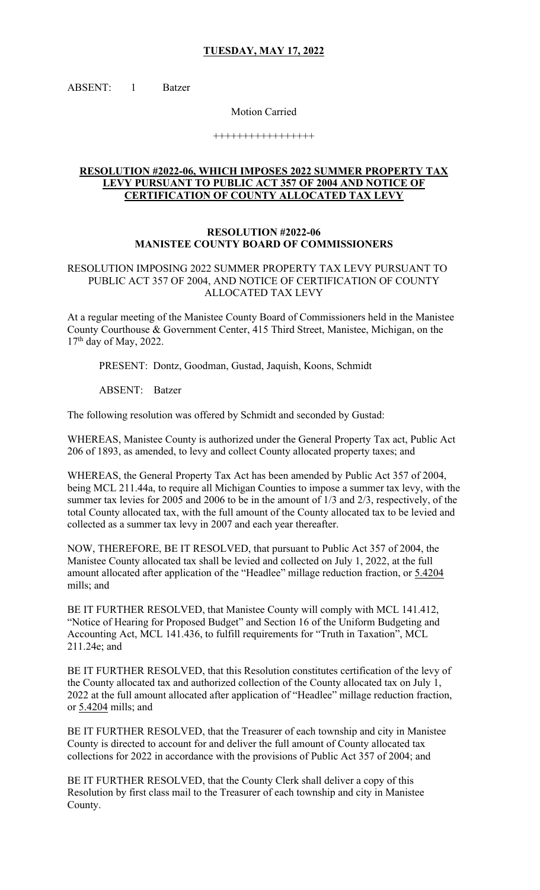**TUESDAY, MAY 17, 2022**

ABSENT: 1 Batzer

Motion Carried

+++++++++++++++++

**RESOLUTION #2022-06, WHICH IMPOSES 2022 SUMMER PROPERTY TAX LEVY PURSUANT TO PUBLIC ACT 357 OF 2004 AND NOTICE OF CERTIFICATION OF COUNTY ALLOCATED TAX LEVY**

**RESOLUTION #2022-06**
**MANISTEE COUNTY BOARD OF COMMISSIONERS**

RESOLUTION IMPOSING 2022 SUMMER PROPERTY TAX LEVY PURSUANT TO PUBLIC ACT 357 OF 2004, AND NOTICE OF CERTIFICATION OF COUNTY ALLOCATED TAX LEVY

At a regular meeting of the Manistee County Board of Commissioners held in the Manistee County Courthouse & Government Center, 415 Third Street, Manistee, Michigan, on the 17th day of May, 2022.

PRESENT: Dontz, Goodman, Gustad, Jaquish, Koons, Schmidt

ABSENT: Batzer

The following resolution was offered by Schmidt and seconded by Gustad:

WHEREAS, Manistee County is authorized under the General Property Tax act, Public Act 206 of 1893, as amended, to levy and collect County allocated property taxes; and

WHEREAS, the General Property Tax Act has been amended by Public Act 357 of 2004, being MCL 211.44a, to require all Michigan Counties to impose a summer tax levy, with the summer tax levies for 2005 and 2006 to be in the amount of 1/3 and 2/3, respectively, of the total County allocated tax, with the full amount of the County allocated tax to be levied and collected as a summer tax levy in 2007 and each year thereafter.

NOW, THEREFORE, BE IT RESOLVED, that pursuant to Public Act 357 of 2004, the Manistee County allocated tax shall be levied and collected on July 1, 2022, at the full amount allocated after application of the "Headlee" millage reduction fraction, or 5.4204 mills; and

BE IT FURTHER RESOLVED, that Manistee County will comply with MCL 141.412, "Notice of Hearing for Proposed Budget" and Section 16 of the Uniform Budgeting and Accounting Act, MCL 141.436, to fulfill requirements for "Truth in Taxation", MCL 211.24e; and

BE IT FURTHER RESOLVED, that this Resolution constitutes certification of the levy of the County allocated tax and authorized collection of the County allocated tax on July 1, 2022 at the full amount allocated after application of "Headlee" millage reduction fraction, or 5.4204 mills; and

BE IT FURTHER RESOLVED, that the Treasurer of each township and city in Manistee County is directed to account for and deliver the full amount of County allocated tax collections for 2022 in accordance with the provisions of Public Act 357 of 2004; and

BE IT FURTHER RESOLVED, that the County Clerk shall deliver a copy of this Resolution by first class mail to the Treasurer of each township and city in Manistee County.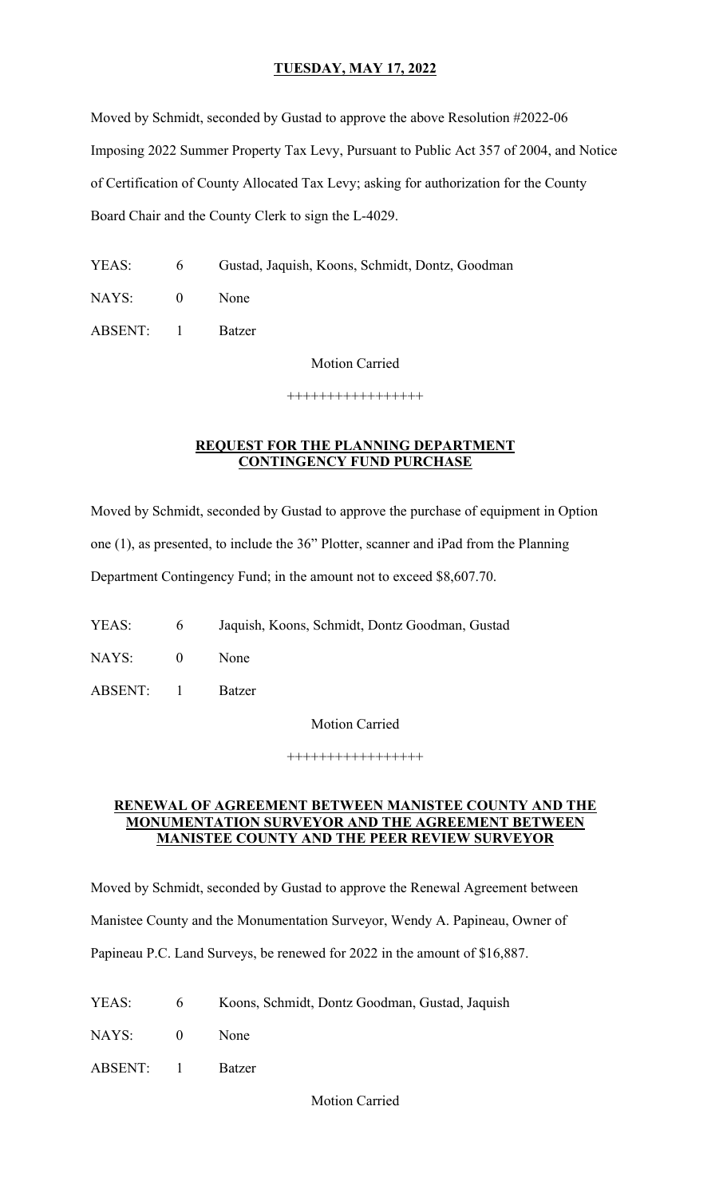**TUESDAY, MAY 17, 2022**

Moved by Schmidt, seconded by Gustad to approve the above Resolution #2022-06 Imposing 2022 Summer Property Tax Levy, Pursuant to Public Act 357 of 2004, and Notice of Certification of County Allocated Tax Levy; asking for authorization for the County Board Chair and the County Clerk to sign the L-4029.

| | | |
|---|---|---|
| YEAS: | 6 | Gustad, Jaquish, Koons, Schmidt, Dontz, Goodman |
| NAYS: | 0 | None |
| ABSENT: | 1 | Batzer |

Motion Carried

+++++++++++++++++

## REQUEST FOR THE PLANNING DEPARTMENT CONTINGENCY FUND PURCHASE

Moved by Schmidt, seconded by Gustad to approve the purchase of equipment in Option one (1), as presented, to include the 36" Plotter, scanner and iPad from the Planning Department Contingency Fund; in the amount not to exceed $8,607.70.

| | | |
|---|---|---|
| YEAS: | 6 | Jaquish, Koons, Schmidt, Dontz Goodman, Gustad |
| NAYS: | 0 | None |
| ABSENT: | 1 | Batzer |

Motion Carried

+++++++++++++++++

## RENEWAL OF AGREEMENT BETWEEN MANISTEE COUNTY AND THE MONUMENTATION SURVEYOR AND THE AGREEMENT BETWEEN MANISTEE COUNTY AND THE PEER REVIEW SURVEYOR

Moved by Schmidt, seconded by Gustad to approve the Renewal Agreement between Manistee County and the Monumentation Surveyor, Wendy A. Papineau, Owner of Papineau P.C. Land Surveys, be renewed for 2022 in the amount of $16,887.

| | | |
|---|---|---|
| YEAS: | 6 | Koons, Schmidt, Dontz Goodman, Gustad, Jaquish |
| NAYS: | 0 | None |
| ABSENT: | 1 | Batzer |

Motion Carried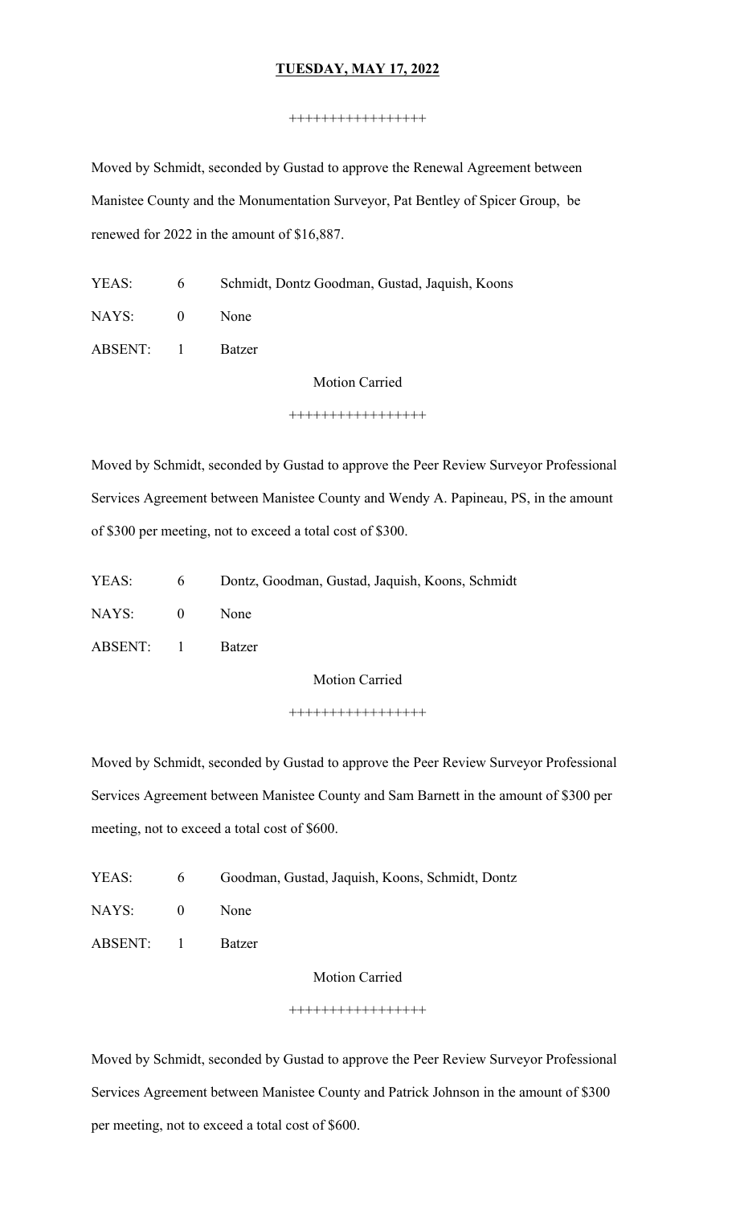**TUESDAY, MAY 17, 2022**

+++++++++++++++++

Moved by Schmidt, seconded by Gustad to approve the Renewal Agreement between Manistee County and the Monumentation Surveyor, Pat Bentley of Spicer Group, be renewed for 2022 in the amount of $16,887.

YEAS: 6 Schmidt, Dontz Goodman, Gustad, Jaquish, Koons

NAYS: 0 None

ABSENT: 1 Batzer

Motion Carried

+++++++++++++++++

Moved by Schmidt, seconded by Gustad to approve the Peer Review Surveyor Professional Services Agreement between Manistee County and Wendy A. Papineau, PS, in the amount of $300 per meeting, not to exceed a total cost of $300.

YEAS: 6 Dontz, Goodman, Gustad, Jaquish, Koons, Schmidt

NAYS: 0 None

ABSENT: 1 Batzer

Motion Carried

+++++++++++++++++

Moved by Schmidt, seconded by Gustad to approve the Peer Review Surveyor Professional Services Agreement between Manistee County and Sam Barnett in the amount of $300 per meeting, not to exceed a total cost of $600.

YEAS: 6 Goodman, Gustad, Jaquish, Koons, Schmidt, Dontz

NAYS: 0 None

ABSENT: 1 Batzer

Motion Carried

+++++++++++++++++

Moved by Schmidt, seconded by Gustad to approve the Peer Review Surveyor Professional Services Agreement between Manistee County and Patrick Johnson in the amount of $300 per meeting, not to exceed a total cost of $600.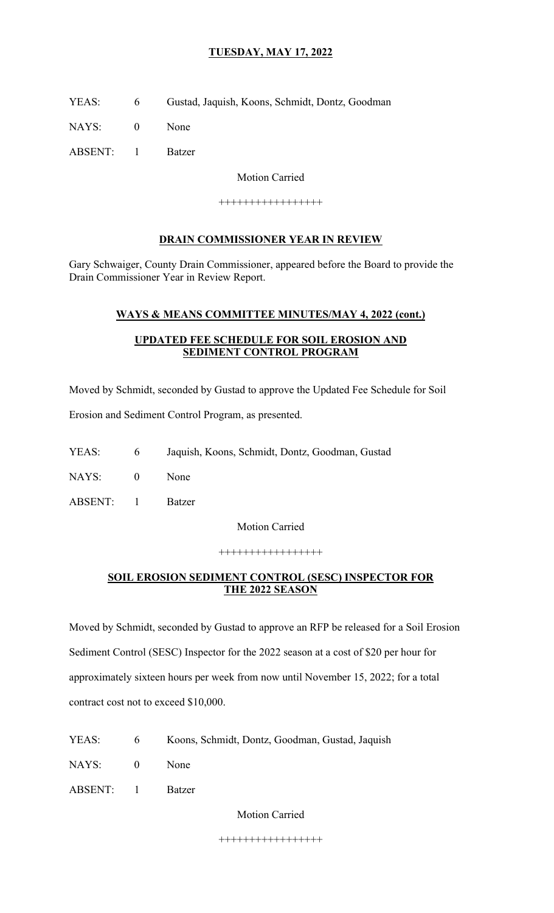**TUESDAY, MAY 17, 2022**

YEAS: 6 Gustad, Jaquish, Koons, Schmidt, Dontz, Goodman

NAYS: 0 None

ABSENT: 1 Batzer

Motion Carried

+++++++++++++++++

**DRAIN COMMISSIONER YEAR IN REVIEW**

Gary Schwaiger, County Drain Commissioner, appeared before the Board to provide the Drain Commissioner Year in Review Report.

**WAYS & MEANS COMMITTEE MINUTES/MAY 4, 2022 (cont.)**

**UPDATED FEE SCHEDULE FOR SOIL EROSION AND SEDIMENT CONTROL PROGRAM**

Moved by Schmidt, seconded by Gustad to approve the Updated Fee Schedule for Soil Erosion and Sediment Control Program, as presented.

YEAS: 6 Jaquish, Koons, Schmidt, Dontz, Goodman, Gustad

NAYS: 0 None

ABSENT: 1 Batzer

Motion Carried

+++++++++++++++++

**SOIL EROSION SEDIMENT CONTROL (SESC) INSPECTOR FOR THE 2022 SEASON**

Moved by Schmidt, seconded by Gustad to approve an RFP be released for a Soil Erosion Sediment Control (SESC) Inspector for the 2022 season at a cost of $20 per hour for approximately sixteen hours per week from now until November 15, 2022; for a total contract cost not to exceed $10,000.

YEAS: 6 Koons, Schmidt, Dontz, Goodman, Gustad, Jaquish

NAYS: 0 None

ABSENT: 1 Batzer

Motion Carried

+++++++++++++++++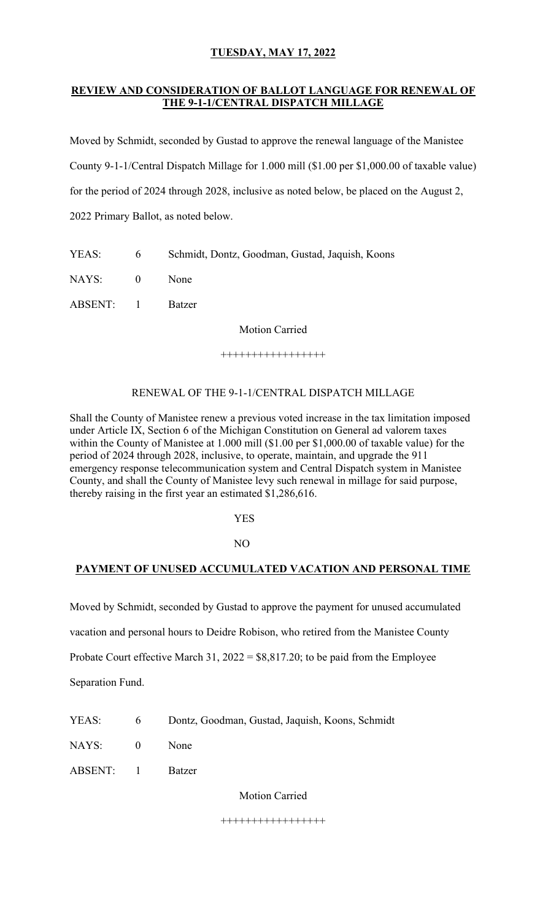**TUESDAY, MAY 17, 2022**

**REVIEW AND CONSIDERATION OF BALLOT LANGUAGE FOR RENEWAL OF THE 9-1-1/CENTRAL DISPATCH MILLAGE**

Moved by Schmidt, seconded by Gustad to approve the renewal language of the Manistee County 9-1-1/Central Dispatch Millage for 1.000 mill ($1.00 per $1,000.00 of taxable value) for the period of 2024 through 2028, inclusive as noted below, be placed on the August 2, 2022 Primary Ballot, as noted below.

YEAS: 6 Schmidt, Dontz, Goodman, Gustad, Jaquish, Koons

NAYS: 0 None

ABSENT: 1 Batzer

Motion Carried

++++++++++++++++

RENEWAL OF THE 9-1-1/CENTRAL DISPATCH MILLAGE

Shall the County of Manistee renew a previous voted increase in the tax limitation imposed under Article IX, Section 6 of the Michigan Constitution on General ad valorem taxes within the County of Manistee at 1.000 mill ($1.00 per $1,000.00 of taxable value) for the period of 2024 through 2028, inclusive, to operate, maintain, and upgrade the 911 emergency response telecommunication system and Central Dispatch system in Manistee County, and shall the County of Manistee levy such renewal in millage for said purpose, thereby raising in the first year an estimated $1,286,616.

YES

NO

**PAYMENT OF UNUSED ACCUMULATED VACATION AND PERSONAL TIME**

Moved by Schmidt, seconded by Gustad to approve the payment for unused accumulated vacation and personal hours to Deidre Robison, who retired from the Manistee County Probate Court effective March 31, 2022 = $8,817.20; to be paid from the Employee Separation Fund.

YEAS: 6 Dontz, Goodman, Gustad, Jaquish, Koons, Schmidt

NAYS: 0 None

ABSENT: 1 Batzer

Motion Carried

++++++++++++++++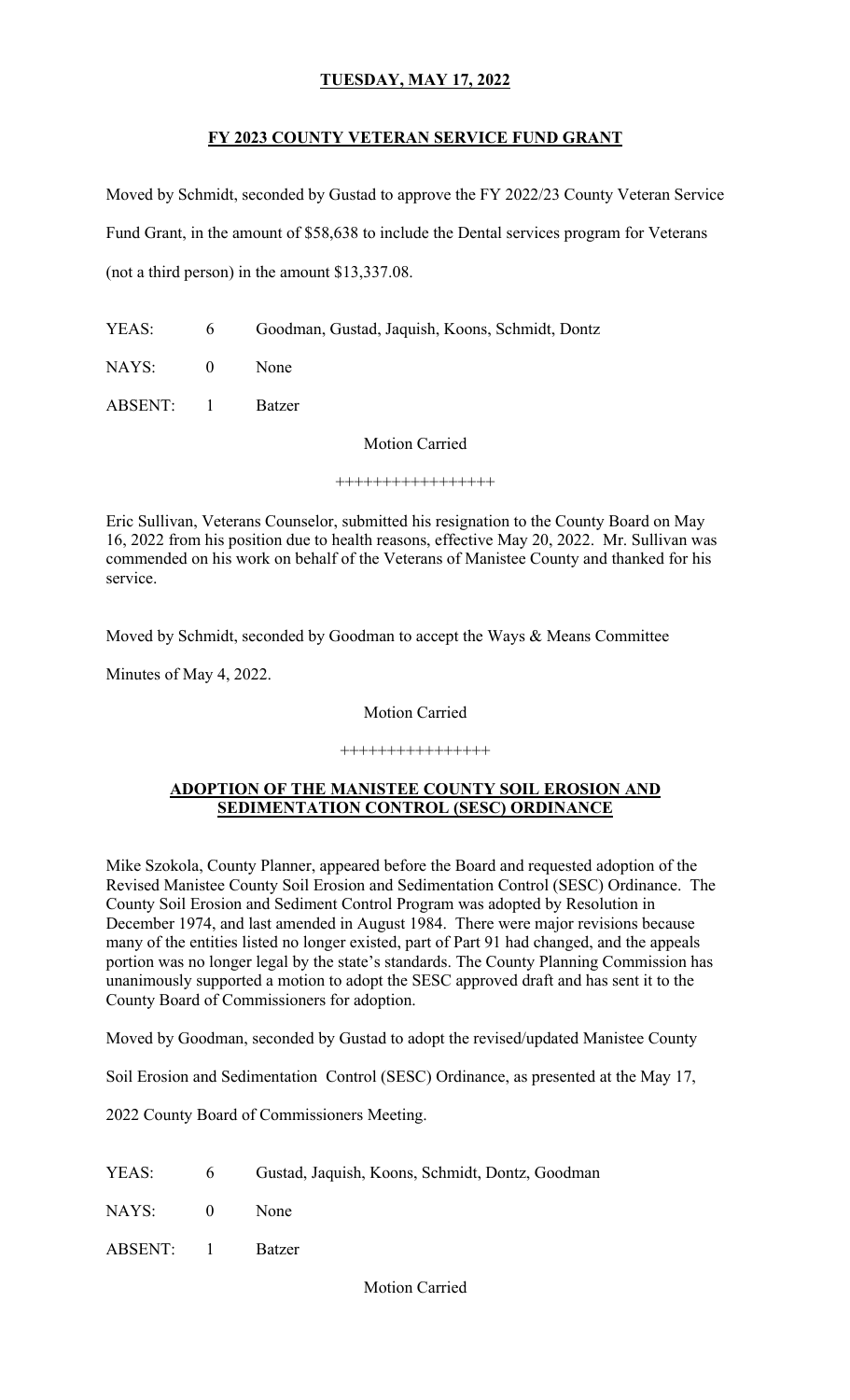**TUESDAY, MAY 17, 2022**

**FY 2023 COUNTY VETERAN SERVICE FUND GRANT**

Moved by Schmidt, seconded by Gustad to approve the FY 2022/23 County Veteran Service Fund Grant, in the amount of $58,638 to include the Dental services program for Veterans (not a third person) in the amount $13,337.08.

| | | |
|---|---|---|
| YEAS: | 6 | Goodman, Gustad, Jaquish, Koons, Schmidt, Dontz |
| NAYS: | 0 | None |
| ABSENT: | 1 | Batzer |

Motion Carried

+++++++++++++++++

Eric Sullivan, Veterans Counselor, submitted his resignation to the County Board on May 16, 2022 from his position due to health reasons, effective May 20, 2022. Mr. Sullivan was commended on his work on behalf of the Veterans of Manistee County and thanked for his service.

Moved by Schmidt, seconded by Goodman to accept the Ways & Means Committee Minutes of May 4, 2022.

Motion Carried

++++++++++++++++

**ADOPTION OF THE MANISTEE COUNTY SOIL EROSION AND SEDIMENTATION CONTROL (SESC) ORDINANCE**

Mike Szokola, County Planner, appeared before the Board and requested adoption of the Revised Manistee County Soil Erosion and Sedimentation Control (SESC) Ordinance. The County Soil Erosion and Sediment Control Program was adopted by Resolution in December 1974, and last amended in August 1984. There were major revisions because many of the entities listed no longer existed, part of Part 91 had changed, and the appeals portion was no longer legal by the state's standards. The County Planning Commission has unanimously supported a motion to adopt the SESC approved draft and has sent it to the County Board of Commissioners for adoption.

Moved by Goodman, seconded by Gustad to adopt the revised/updated Manistee County Soil Erosion and Sedimentation Control (SESC) Ordinance, as presented at the May 17, 2022 County Board of Commissioners Meeting.

| | | |
|---|---|---|
| YEAS: | 6 | Gustad, Jaquish, Koons, Schmidt, Dontz, Goodman |
| NAYS: | 0 | None |
| ABSENT: | 1 | Batzer |

Motion Carried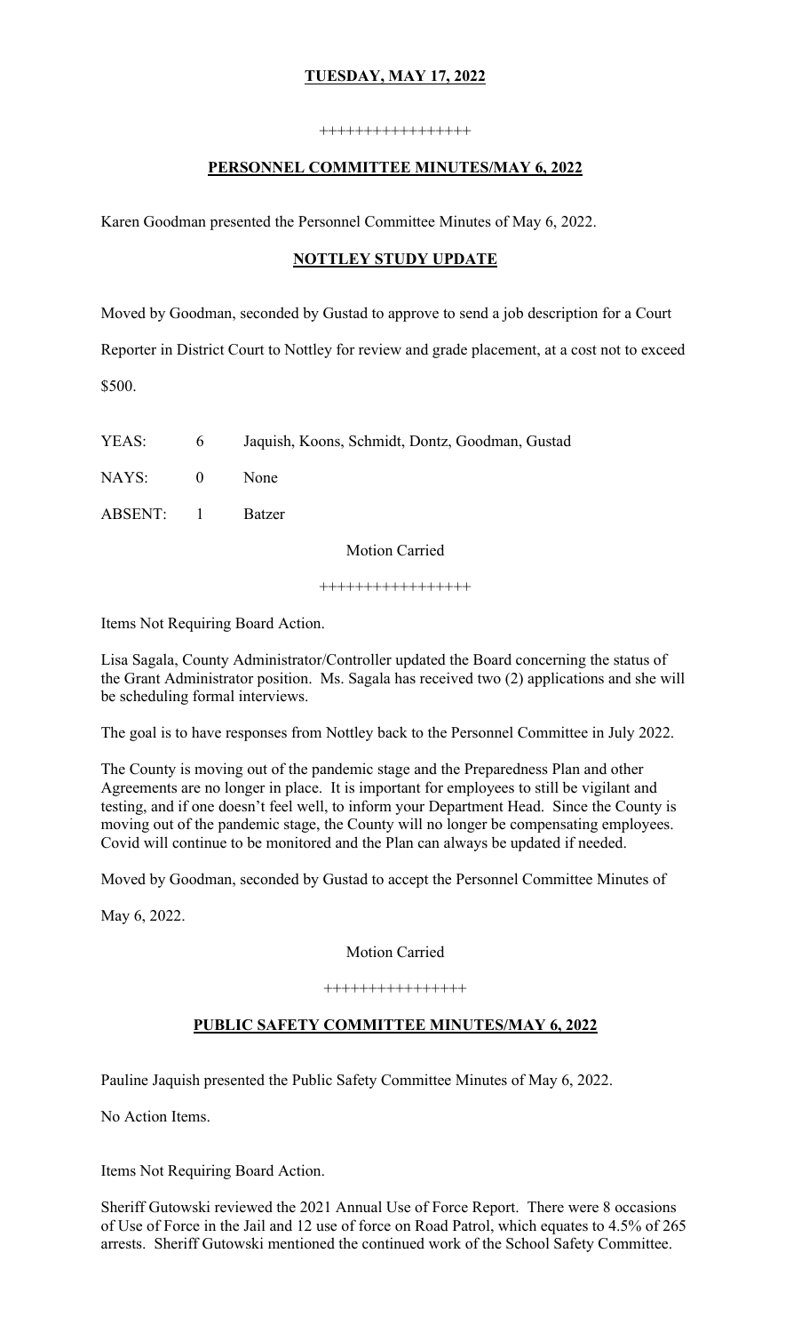**TUESDAY, MAY 17, 2022**

++++++++++++++++

**PERSONNEL COMMITTEE MINUTES/MAY 6, 2022**

Karen Goodman presented the Personnel Committee Minutes of May 6, 2022.

**NOTTLEY STUDY UPDATE**

Moved by Goodman, seconded by Gustad to approve to send a job description for a Court Reporter in District Court to Nottley for review and grade placement, at a cost not to exceed $500.

| | | |
|---|---|---|
| YEAS: | 6 | Jaquish, Koons, Schmidt, Dontz, Goodman, Gustad |
| NAYS: | 0 | None |
| ABSENT: | 1 | Batzer |

Motion Carried

++++++++++++++++

Items Not Requiring Board Action.

Lisa Sagala, County Administrator/Controller updated the Board concerning the status of the Grant Administrator position. Ms. Sagala has received two (2) applications and she will be scheduling formal interviews.

The goal is to have responses from Nottley back to the Personnel Committee in July 2022.

The County is moving out of the pandemic stage and the Preparedness Plan and other Agreements are no longer in place. It is important for employees to still be vigilant and testing, and if one doesn't feel well, to inform your Department Head. Since the County is moving out of the pandemic stage, the County will no longer be compensating employees. Covid will continue to be monitored and the Plan can always be updated if needed.

Moved by Goodman, seconded by Gustad to accept the Personnel Committee Minutes of May 6, 2022.

Motion Carried

++++++++++++++++

**PUBLIC SAFETY COMMITTEE MINUTES/MAY 6, 2022**

Pauline Jaquish presented the Public Safety Committee Minutes of May 6, 2022.

No Action Items.

Items Not Requiring Board Action.

Sheriff Gutowski reviewed the 2021 Annual Use of Force Report. There were 8 occasions of Use of Force in the Jail and 12 use of force on Road Patrol, which equates to 4.5% of 265 arrests. Sheriff Gutowski mentioned the continued work of the School Safety Committee.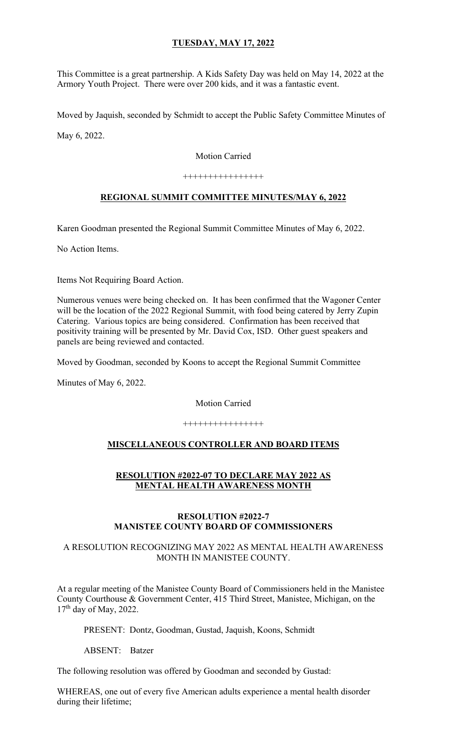**TUESDAY, MAY 17, 2022**

This Committee is a great partnership. A Kids Safety Day was held on May 14, 2022 at the Armory Youth Project. There were over 200 kids, and it was a fantastic event.

Moved by Jaquish, seconded by Schmidt to accept the Public Safety Committee Minutes of May 6, 2022.

Motion Carried

++++++++++++++++

## REGIONAL SUMMIT COMMITTEE MINUTES/MAY 6, 2022

Karen Goodman presented the Regional Summit Committee Minutes of May 6, 2022.

No Action Items.

Items Not Requiring Board Action.

Numerous venues were being checked on. It has been confirmed that the Wagoner Center will be the location of the 2022 Regional Summit, with food being catered by Jerry Zupin Catering. Various topics are being considered. Confirmation has been received that positivity training will be presented by Mr. David Cox, ISD. Other guest speakers and panels are being reviewed and contacted.

Moved by Goodman, seconded by Koons to accept the Regional Summit Committee Minutes of May 6, 2022.

Motion Carried

++++++++++++++++

## MISCELLANEOUS CONTROLLER AND BOARD ITEMS

### RESOLUTION #2022-07 TO DECLARE MAY 2022 AS MENTAL HEALTH AWARENESS MONTH

**RESOLUTION #2022-7**
**MANISTEE COUNTY BOARD OF COMMISSIONERS**

A RESOLUTION RECOGNIZING MAY 2022 AS MENTAL HEALTH AWARENESS MONTH IN MANISTEE COUNTY.

At a regular meeting of the Manistee County Board of Commissioners held in the Manistee County Courthouse & Government Center, 415 Third Street, Manistee, Michigan, on the 17th day of May, 2022.

PRESENT: Dontz, Goodman, Gustad, Jaquish, Koons, Schmidt

ABSENT: Batzer

The following resolution was offered by Goodman and seconded by Gustad:

WHEREAS, one out of every five American adults experience a mental health disorder during their lifetime;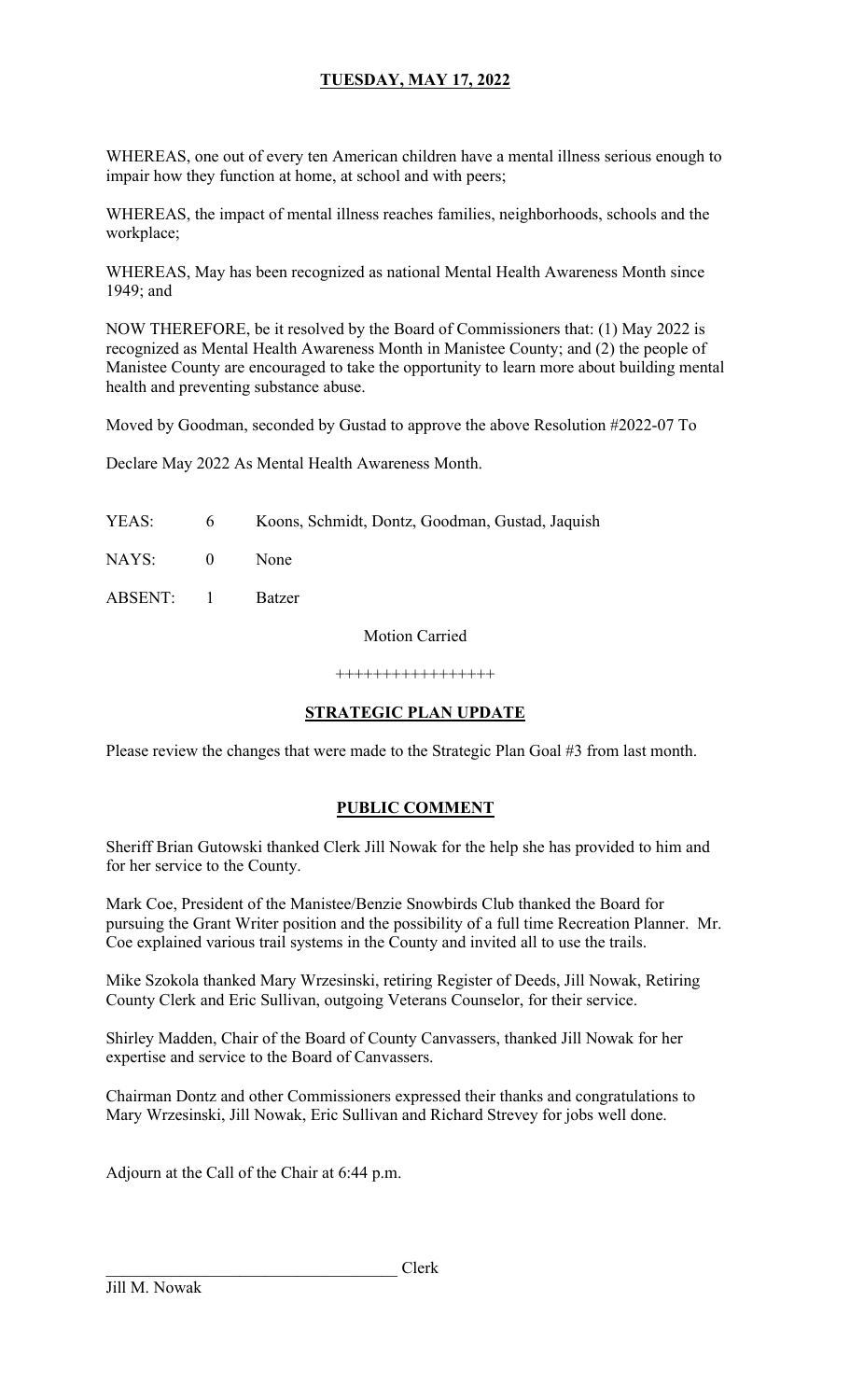WHEREAS, one out of every ten American children have a mental illness serious enough to impair how they function at home, at school and with peers;

WHEREAS, the impact of mental illness reaches families, neighborhoods, schools and the workplace;

WHEREAS, May has been recognized as national Mental Health Awareness Month since 1949; and

NOW THEREFORE, be it resolved by the Board of Commissioners that: (1) May 2022 is recognized as Mental Health Awareness Month in Manistee County; and (2) the people of Manistee County are encouraged to take the opportunity to learn more about building mental health and preventing substance abuse.

Moved by Goodman, seconded by Gustad to approve the above Resolution #2022-07 To

Declare May 2022 As Mental Health Awareness Month.

| | | |
|---|---|---|
| YEAS: | 6 | Koons, Schmidt, Dontz, Goodman, Gustad, Jaquish |
| NAYS: | 0 | None |
| ABSENT: | 1 | Batzer |

Motion Carried

++++++++++++++++

## STRATEGIC PLAN UPDATE

Please review the changes that were made to the Strategic Plan Goal #3 from last month.

## PUBLIC COMMENT

Sheriff Brian Gutowski thanked Clerk Jill Nowak for the help she has provided to him and for her service to the County.

Mark Coe, President of the Manistee/Benzie Snowbirds Club thanked the Board for pursuing the Grant Writer position and the possibility of a full time Recreation Planner. Mr. Coe explained various trail systems in the County and invited all to use the trails.

Mike Szokola thanked Mary Wrzesinski, retiring Register of Deeds, Jill Nowak, Retiring County Clerk and Eric Sullivan, outgoing Veterans Counselor, for their service.

Shirley Madden, Chair of the Board of County Canvassers, thanked Jill Nowak for her expertise and service to the Board of Canvassers.

Chairman Dontz and other Commissioners expressed their thanks and congratulations to Mary Wrzesinski, Jill Nowak, Eric Sullivan and Richard Strevey for jobs well done.

Adjourn at the Call of the Chair at 6:44 p.m.

___________________________________ Clerk

Jill M. Nowak